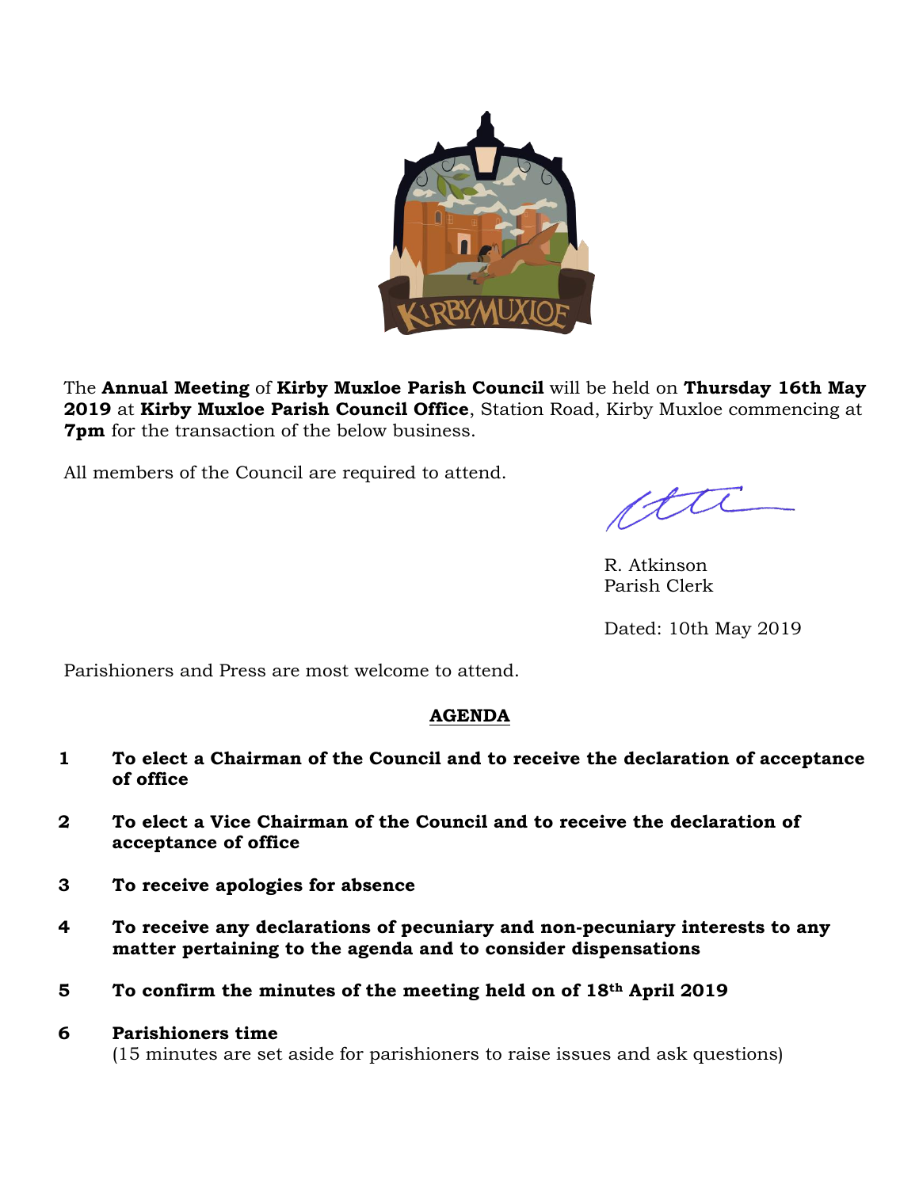The **Annual Meeting** of **Kirby Muxloe Parish Council** will be held on **Thursday 16th May 2019** at **Kirby Muxloe Parish Council Office**, Station Road, Kirby Muxloe commencing at **7pm** for the transaction of the below business.

All members of the Council are required to attend.

R. Atkinson
Parish Clerk

Dated: 10th May 2019

Parishioners and Press are most welcome to attend.

## AGENDA

**1** **To elect a Chairman of the Council and to receive the declaration of acceptance of office**

**2** **To elect a Vice Chairman of the Council and to receive the declaration of acceptance of office**

**3** **To receive apologies for absence**

**4** **To receive any declarations of pecuniary and non-pecuniary interests to any matter pertaining to the agenda and to consider dispensations**

**5** **To confirm the minutes of the meeting held on of 18th April 2019**

**6** **Parishioners time**
(15 minutes are set aside for parishioners to raise issues and ask questions)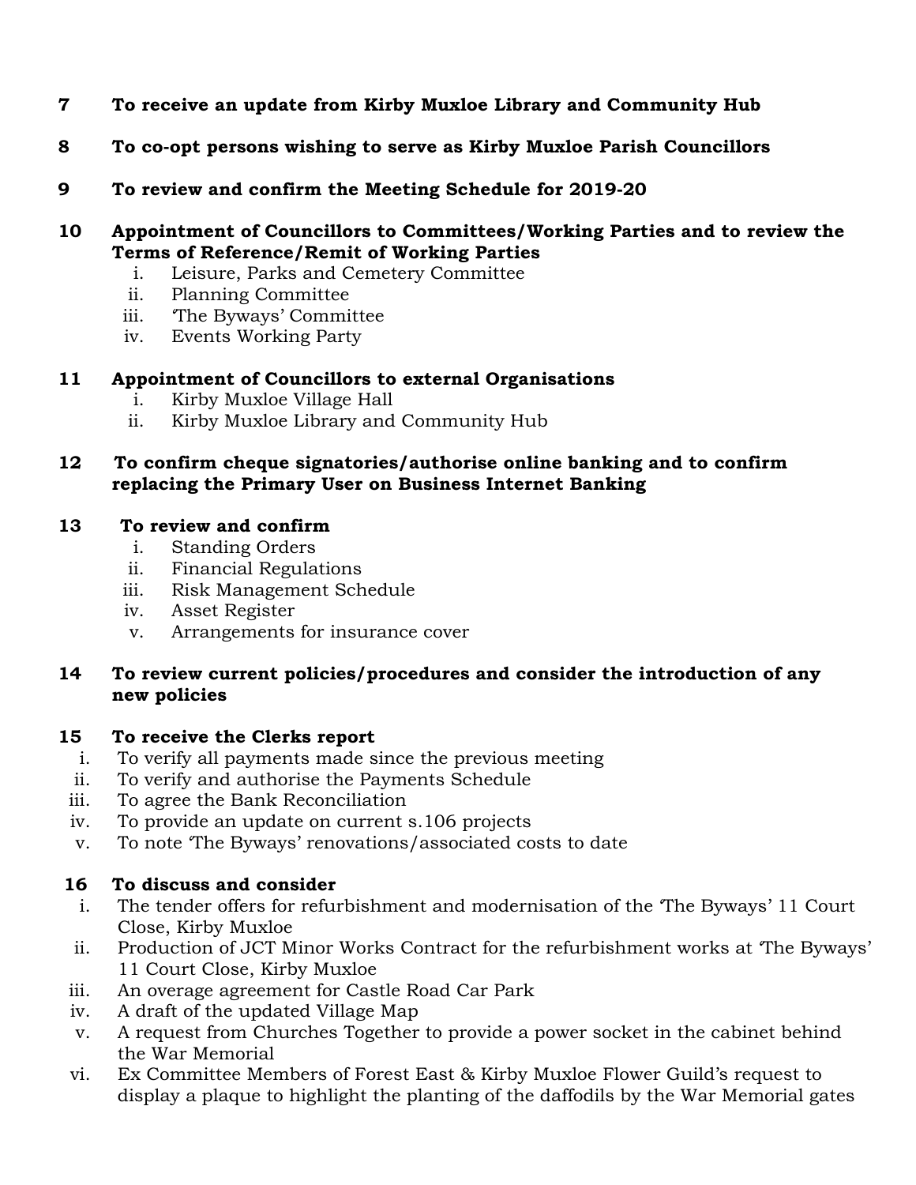**7 To receive an update from Kirby Muxloe Library and Community Hub**

**8 To co-opt persons wishing to serve as Kirby Muxloe Parish Councillors**

**9 To review and confirm the Meeting Schedule for 2019-20**

**10 Appointment of Councillors to Committees/Working Parties and to review the Terms of Reference/Remit of Working Parties**

i. Leisure, Parks and Cemetery Committee
ii. Planning Committee
iii. 'The Byways' Committee
iv. Events Working Party

**11 Appointment of Councillors to external Organisations**

i. Kirby Muxloe Village Hall
ii. Kirby Muxloe Library and Community Hub

**12 To confirm cheque signatories/authorise online banking and to confirm replacing the Primary User on Business Internet Banking**

**13 To review and confirm**

i. Standing Orders
ii. Financial Regulations
iii. Risk Management Schedule
iv. Asset Register
v. Arrangements for insurance cover

**14 To review current policies/procedures and consider the introduction of any new policies**

**15 To receive the Clerks report**

i. To verify all payments made since the previous meeting
ii. To verify and authorise the Payments Schedule
iii. To agree the Bank Reconciliation
iv. To provide an update on current s.106 projects
v. To note 'The Byways' renovations/associated costs to date

**16 To discuss and consider**

i. The tender offers for refurbishment and modernisation of the 'The Byways' 11 Court Close, Kirby Muxloe
ii. Production of JCT Minor Works Contract for the refurbishment works at 'The Byways' 11 Court Close, Kirby Muxloe
iii. An overage agreement for Castle Road Car Park
iv. A draft of the updated Village Map
v. A request from Churches Together to provide a power socket in the cabinet behind the War Memorial
vi. Ex Committee Members of Forest East & Kirby Muxloe Flower Guild's request to display a plaque to highlight the planting of the daffodils by the War Memorial gates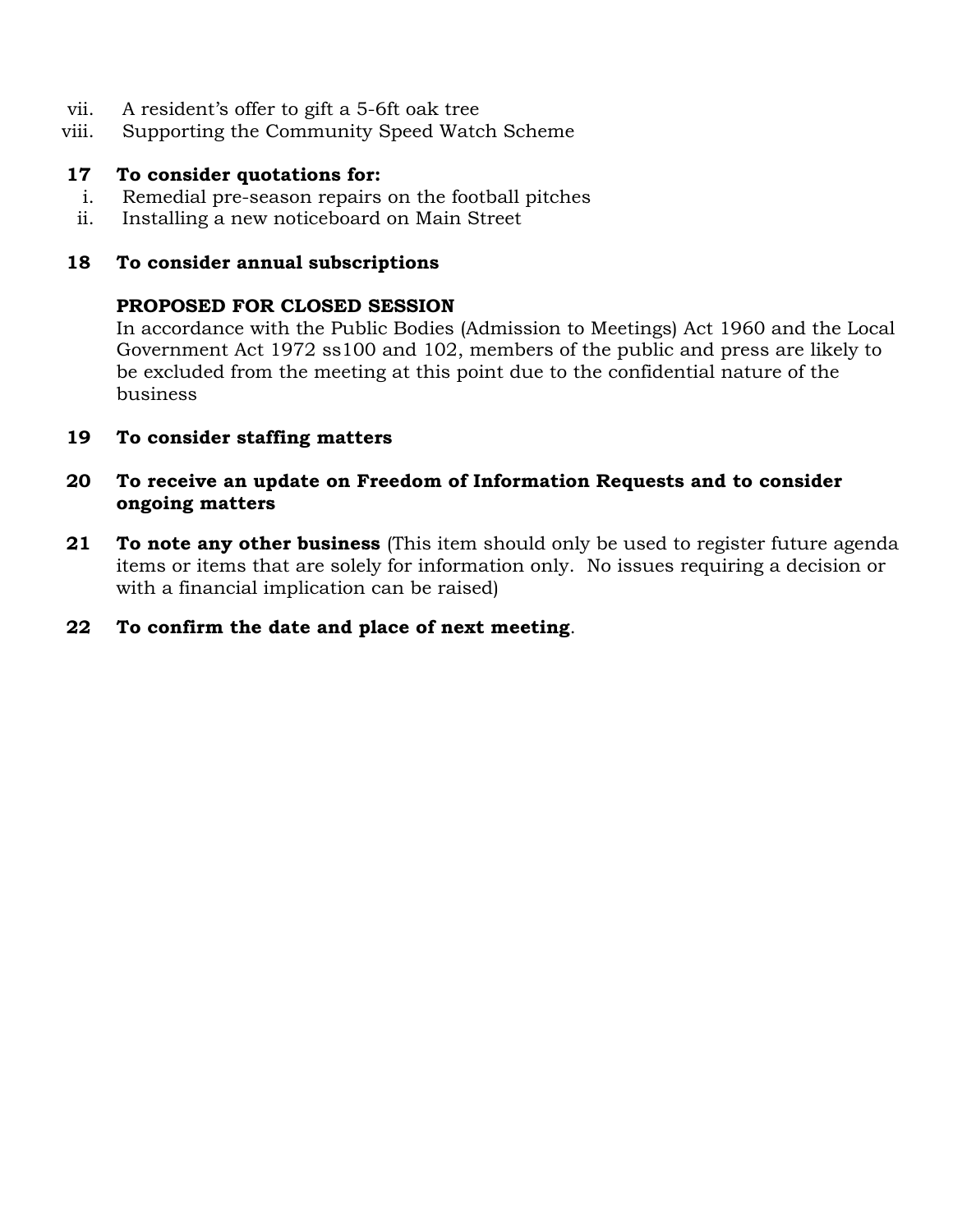vii. A resident's offer to gift a 5-6ft oak tree
viii. Supporting the Community Speed Watch Scheme

**17 To consider quotations for:**

i. Remedial pre-season repairs on the football pitches
ii. Installing a new noticeboard on Main Street

**18 To consider annual subscriptions**

**PROPOSED FOR CLOSED SESSION**

In accordance with the Public Bodies (Admission to Meetings) Act 1960 and the Local Government Act 1972 ss100 and 102, members of the public and press are likely to be excluded from the meeting at this point due to the confidential nature of the business

**19 To consider staffing matters**

**20 To receive an update on Freedom of Information Requests and to consider ongoing matters**

**21 To note any other business** (This item should only be used to register future agenda items or items that are solely for information only. No issues requiring a decision or with a financial implication can be raised)

**22 To confirm the date and place of next meeting**.